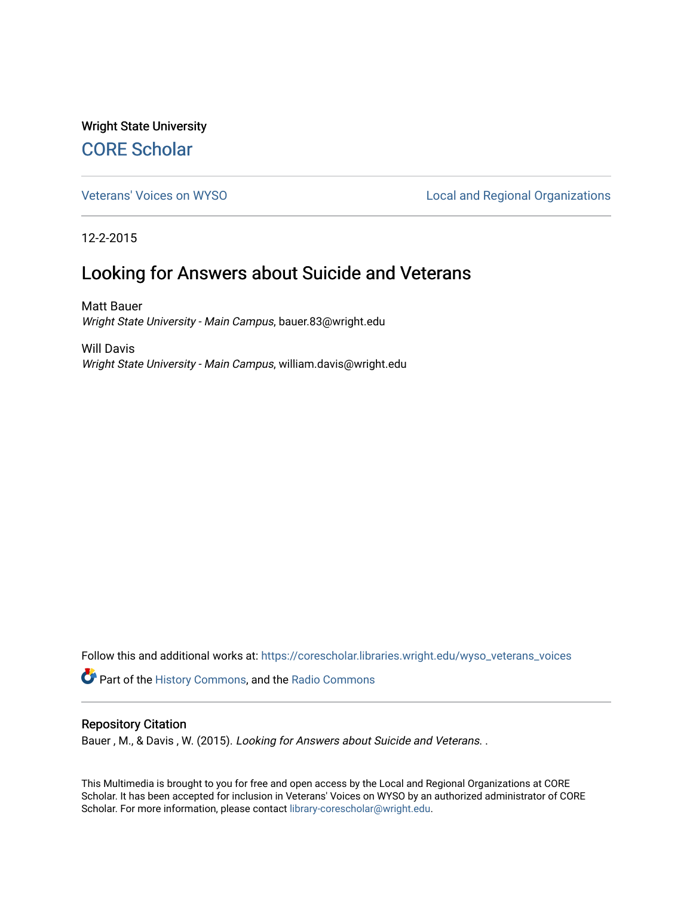Wright State University

# CORE Scholar

Veterans' Voices on WYSO | Local and Regional Organizations

12-2-2015

## Looking for Answers about Suicide and Veterans

Matt Bauer
*Wright State University - Main Campus*, bauer.83@wright.edu

Will Davis
*Wright State University - Main Campus*, william.davis@wright.edu

Follow this and additional works at: https://corescholar.libraries.wright.edu/wyso_veterans_voices

Part of the History Commons, and the Radio Commons

### Repository Citation

Bauer , M., & Davis , W. (2015). *Looking for Answers about Suicide and Veterans*. .

This Multimedia is brought to you for free and open access by the Local and Regional Organizations at CORE Scholar. It has been accepted for inclusion in Veterans' Voices on WYSO by an authorized administrator of CORE Scholar. For more information, please contact library-corescholar@wright.edu.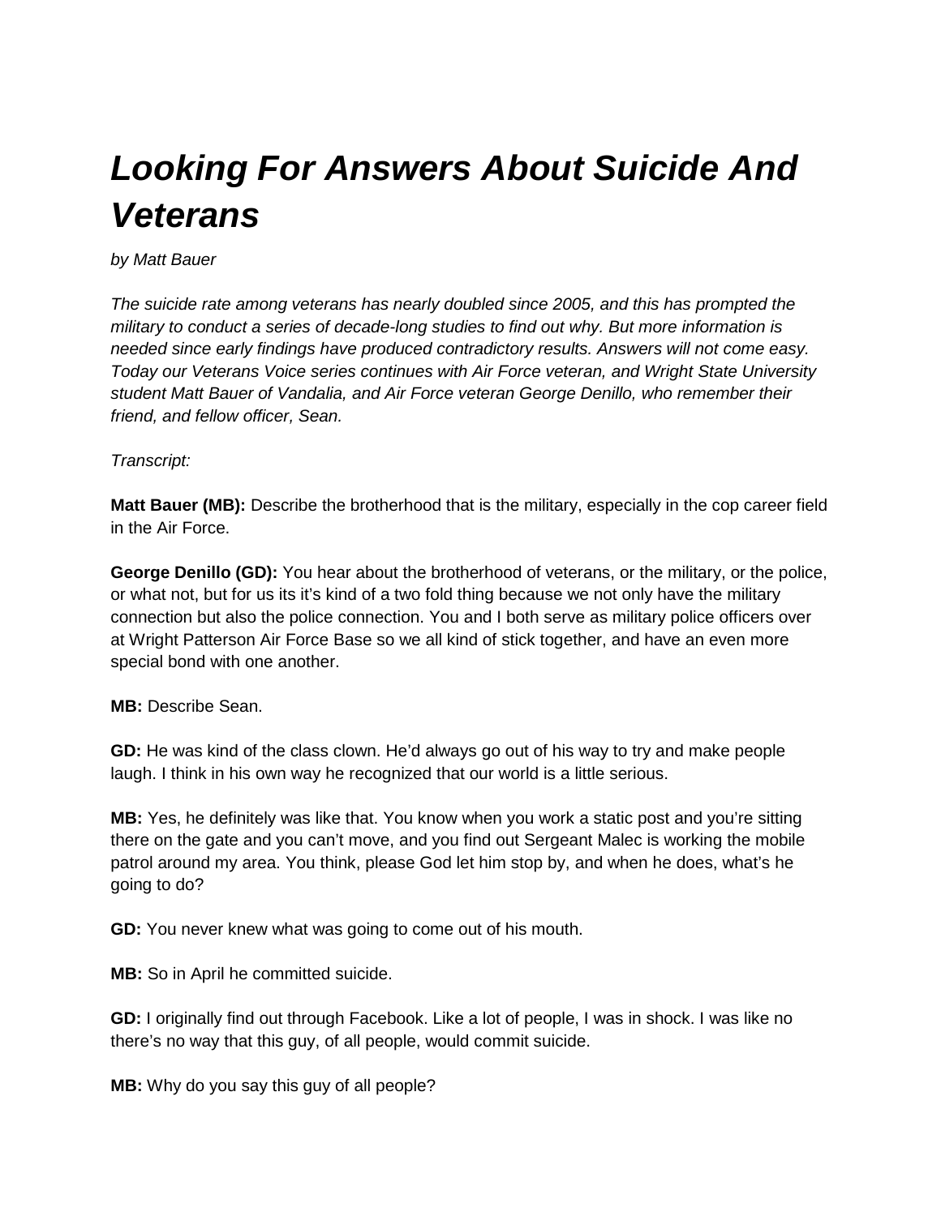# *Looking For Answers About Suicide And Veterans*

*by Matt Bauer*

*The suicide rate among veterans has nearly doubled since 2005, and this has prompted the military to conduct a series of decade-long studies to find out why. But more information is needed since early findings have produced contradictory results. Answers will not come easy. Today our Veterans Voice series continues with Air Force veteran, and Wright State University student Matt Bauer of Vandalia, and Air Force veteran George Denillo, who remember their friend, and fellow officer, Sean.*

*Transcript:*

**Matt Bauer (MB):** Describe the brotherhood that is the military, especially in the cop career field in the Air Force.

**George Denillo (GD):** You hear about the brotherhood of veterans, or the military, or the police, or what not, but for us its it's kind of a two fold thing because we not only have the military connection but also the police connection. You and I both serve as military police officers over at Wright Patterson Air Force Base so we all kind of stick together, and have an even more special bond with one another.

**MB:** Describe Sean.

**GD:** He was kind of the class clown. He'd always go out of his way to try and make people laugh. I think in his own way he recognized that our world is a little serious.

**MB:** Yes, he definitely was like that. You know when you work a static post and you're sitting there on the gate and you can't move, and you find out Sergeant Malec is working the mobile patrol around my area. You think, please God let him stop by, and when he does, what's he going to do?

**GD:** You never knew what was going to come out of his mouth.

**MB:** So in April he committed suicide.

**GD:** I originally find out through Facebook. Like a lot of people, I was in shock. I was like no there's no way that this guy, of all people, would commit suicide.

**MB:** Why do you say this guy of all people?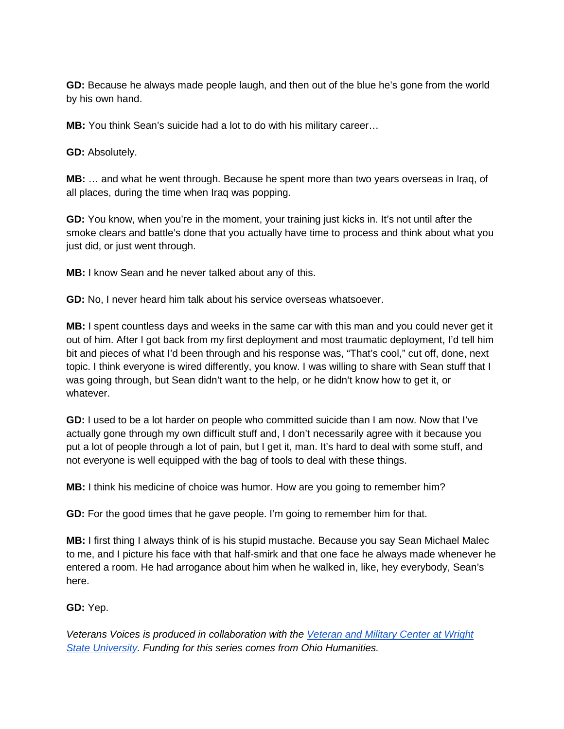**GD:** Because he always made people laugh, and then out of the blue he's gone from the world by his own hand.

**MB:** You think Sean's suicide had a lot to do with his military career…

**GD:** Absolutely.

**MB:** … and what he went through. Because he spent more than two years overseas in Iraq, of all places, during the time when Iraq was popping.

**GD:** You know, when you're in the moment, your training just kicks in. It's not until after the smoke clears and battle's done that you actually have time to process and think about what you just did, or just went through.

**MB:** I know Sean and he never talked about any of this.

**GD:** No, I never heard him talk about his service overseas whatsoever.

**MB:** I spent countless days and weeks in the same car with this man and you could never get it out of him. After I got back from my first deployment and most traumatic deployment, I'd tell him bit and pieces of what I'd been through and his response was, "That's cool," cut off, done, next topic. I think everyone is wired differently, you know. I was willing to share with Sean stuff that I was going through, but Sean didn't want to the help, or he didn't know how to get it, or whatever.

**GD:** I used to be a lot harder on people who committed suicide than I am now. Now that I've actually gone through my own difficult stuff and, I don't necessarily agree with it because you put a lot of people through a lot of pain, but I get it, man. It's hard to deal with some stuff, and not everyone is well equipped with the bag of tools to deal with these things.

**MB:** I think his medicine of choice was humor. How are you going to remember him?

**GD:** For the good times that he gave people. I'm going to remember him for that.

**MB:** I first thing I always think of is his stupid mustache. Because you say Sean Michael Malec to me, and I picture his face with that half-smirk and that one face he always made whenever he entered a room. He had arrogance about him when he walked in, like, hey everybody, Sean's here.

**GD:** Yep.

*Veterans Voices is produced in collaboration with the [Veteran and Military Center at Wright State University](). Funding for this series comes from Ohio Humanities.*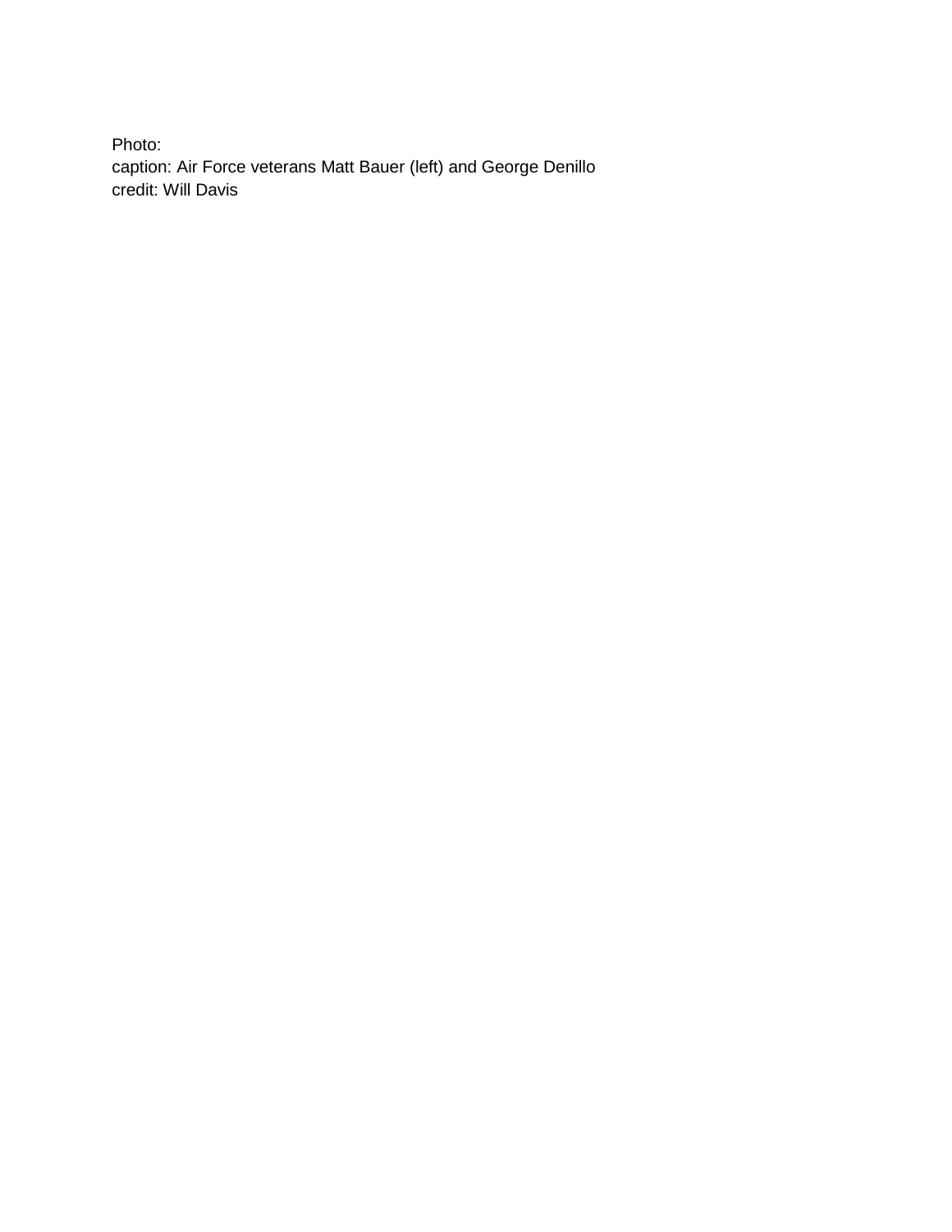Photo:
caption: Air Force veterans Matt Bauer (left) and George Denillo
credit: Will Davis